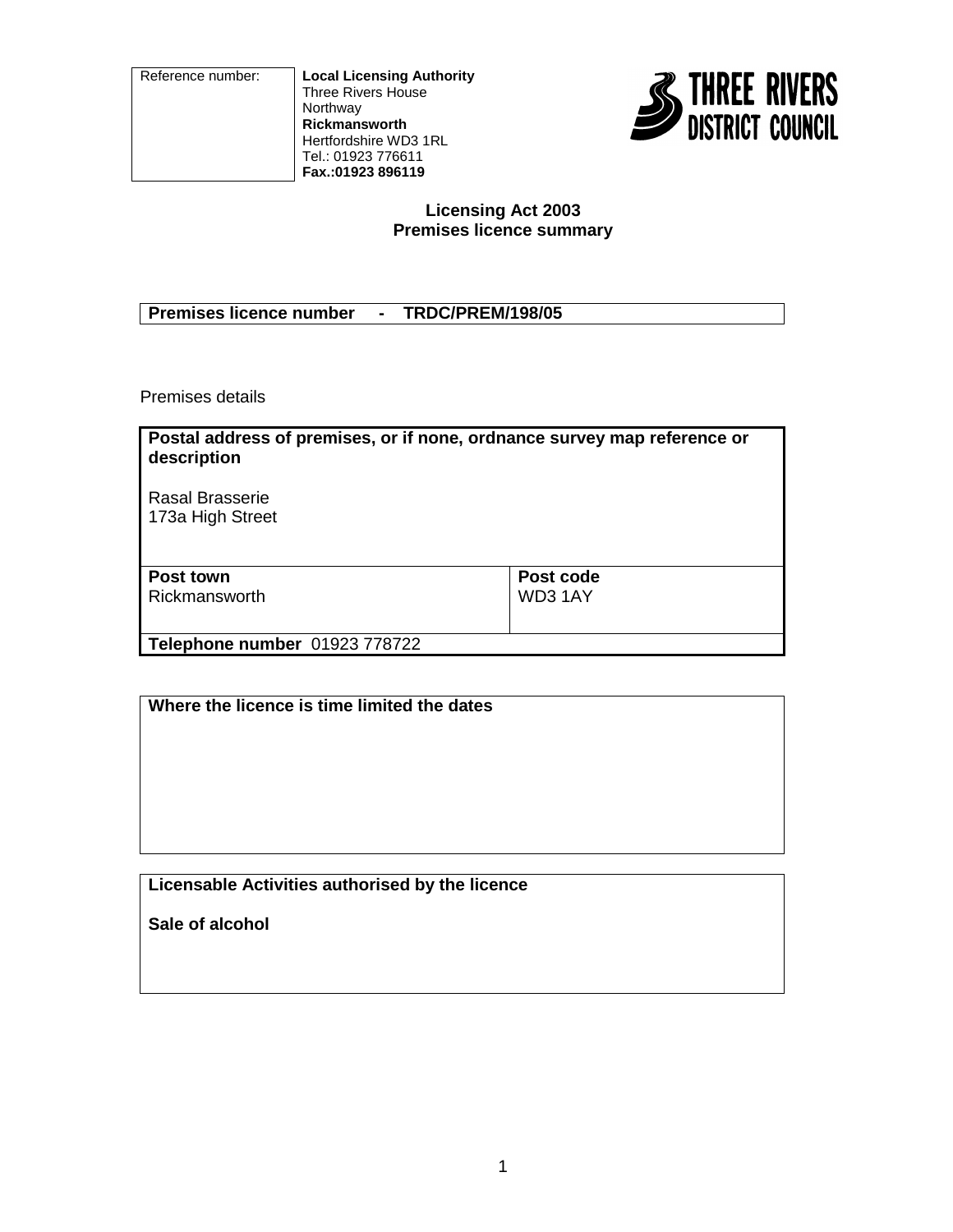| Reference number: | **Local Licensing Authority**<br>Three Rivers House<br>Northway<br>**Rickmansworth**<br>Hertfordshire WD3 1RL<br>Tel.: 01923 776611<br>**Fax.:01923 896119** |
|---|---|

THREE RIVERS DISTRICT COUNCIL

**Licensing Act 2003**
**Premises licence summary**

| **Premises licence number - TRDC/PREM/198/05** |
|---|

Premises details

| **Postal address of premises, or if none, ordnance survey map reference or description**<br><br>Rasal Brasserie<br>173a High Street | |
|---|---|
| **Post town**<br>Rickmansworth | **Post code**<br>WD3 1AY |
| **Telephone number** 01923 778722 | |

| **Where the licence is time limited the dates** |
|---|
| |

| **Licensable Activities authorised by the licence** |
|---|
| **Sale of alcohol** |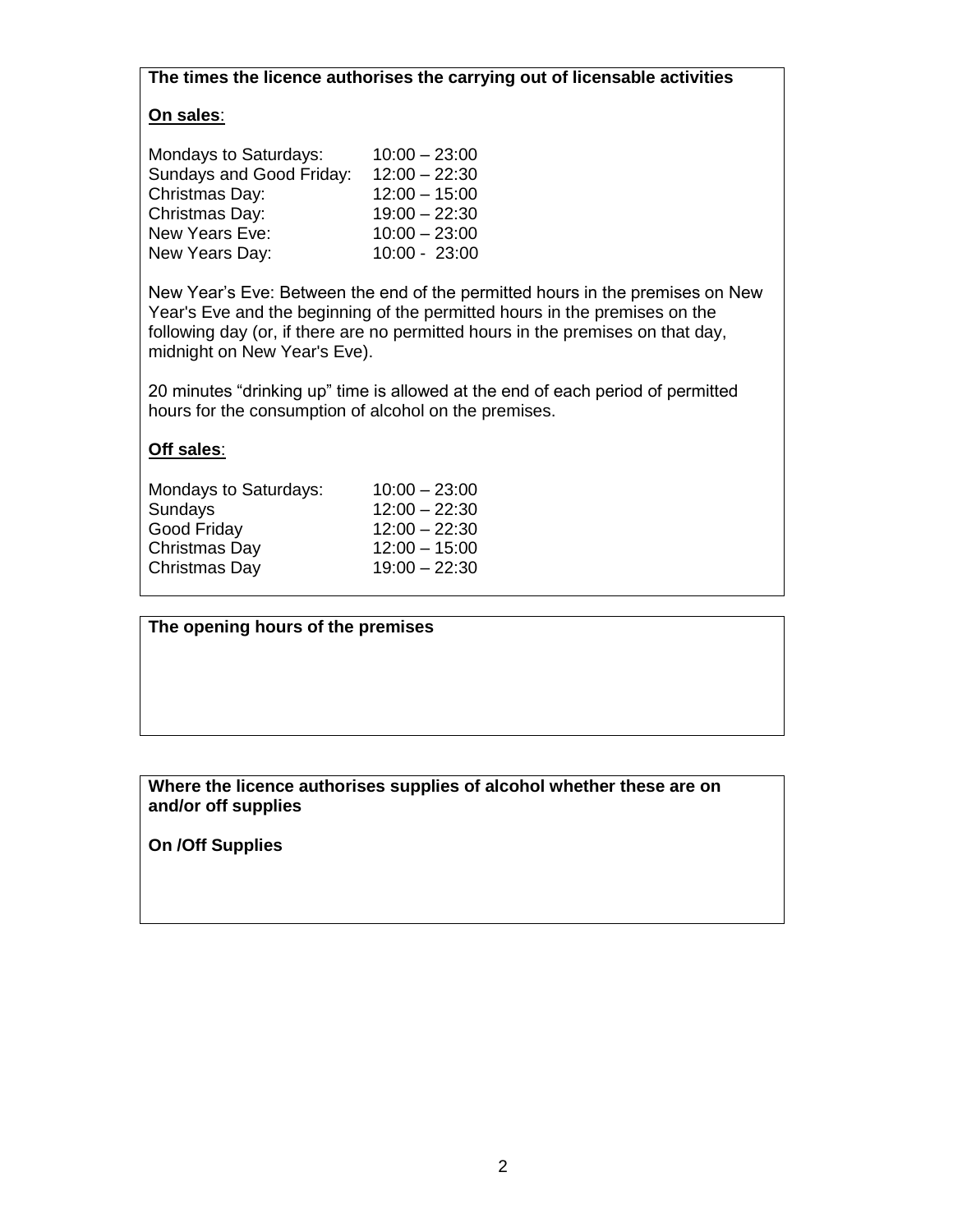**The times the licence authorises the carrying out of licensable activities**

**On sales**:

| | |
|---|---|
| Mondays to Saturdays: | 10:00 – 23:00 |
| Sundays and Good Friday: | 12:00 – 22:30 |
| Christmas Day: | 12:00 – 15:00 |
| Christmas Day: | 19:00 – 22:30 |
| New Years Eve: | 10:00 – 23:00 |
| New Years Day: | 10:00 - 23:00 |

New Year's Eve: Between the end of the permitted hours in the premises on New Year's Eve and the beginning of the permitted hours in the premises on the following day (or, if there are no permitted hours in the premises on that day, midnight on New Year's Eve).

20 minutes "drinking up" time is allowed at the end of each period of permitted hours for the consumption of alcohol on the premises.

**Off sales**:

| | |
|---|---|
| Mondays to Saturdays: | 10:00 – 23:00 |
| Sundays | 12:00 – 22:30 |
| Good Friday | 12:00 – 22:30 |
| Christmas Day | 12:00 – 15:00 |
| Christmas Day | 19:00 – 22:30 |

**The opening hours of the premises**

**Where the licence authorises supplies of alcohol whether these are on and/or off supplies**

**On /Off Supplies**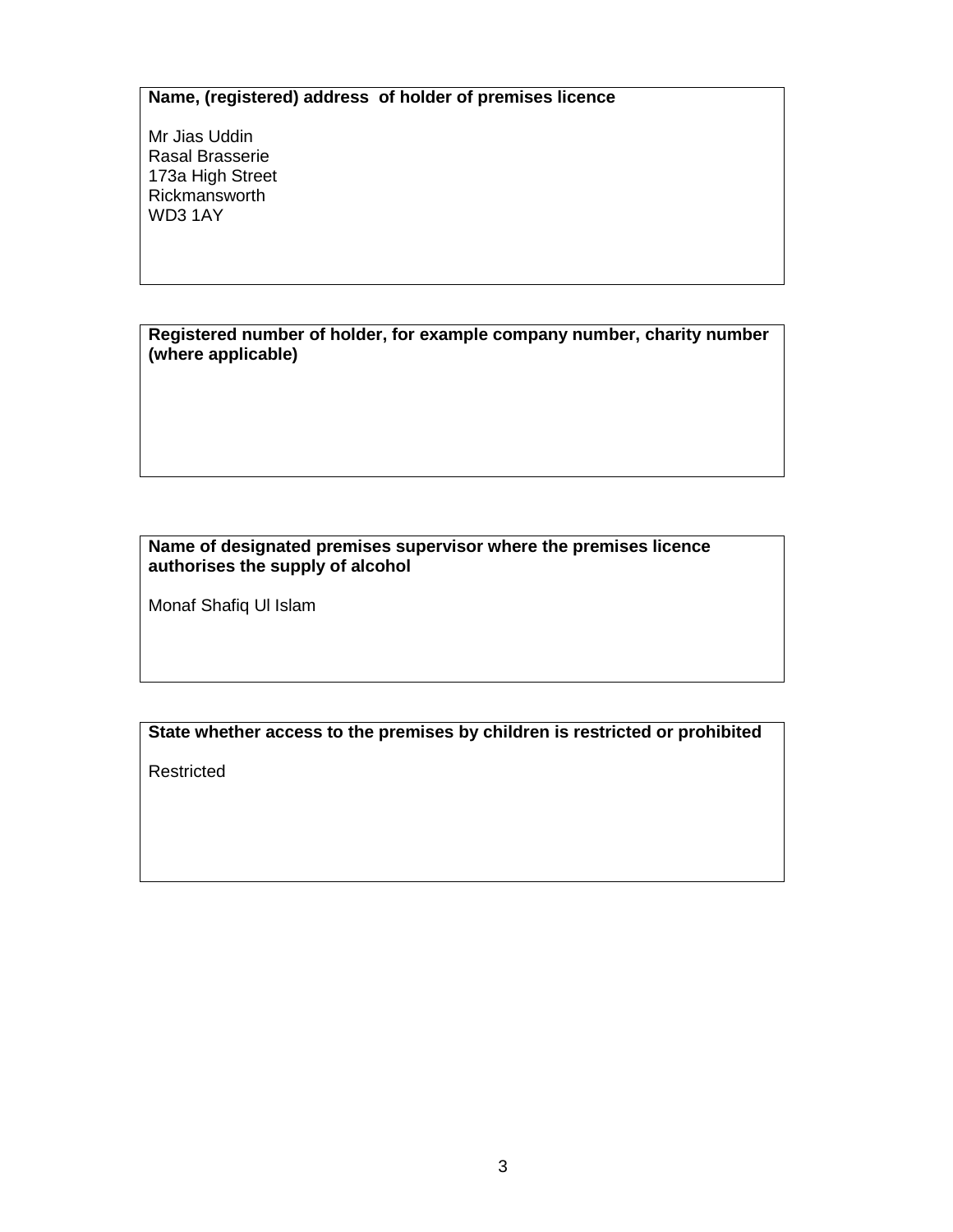**Name, (registered) address of holder of premises licence**

Mr Jias Uddin
Rasal Brasserie
173a High Street
Rickmansworth
WD3 1AY

**Registered number of holder, for example company number, charity number (where applicable)**

**Name of designated premises supervisor where the premises licence authorises the supply of alcohol**

Monaf Shafiq Ul Islam

**State whether access to the premises by children is restricted or prohibited**

Restricted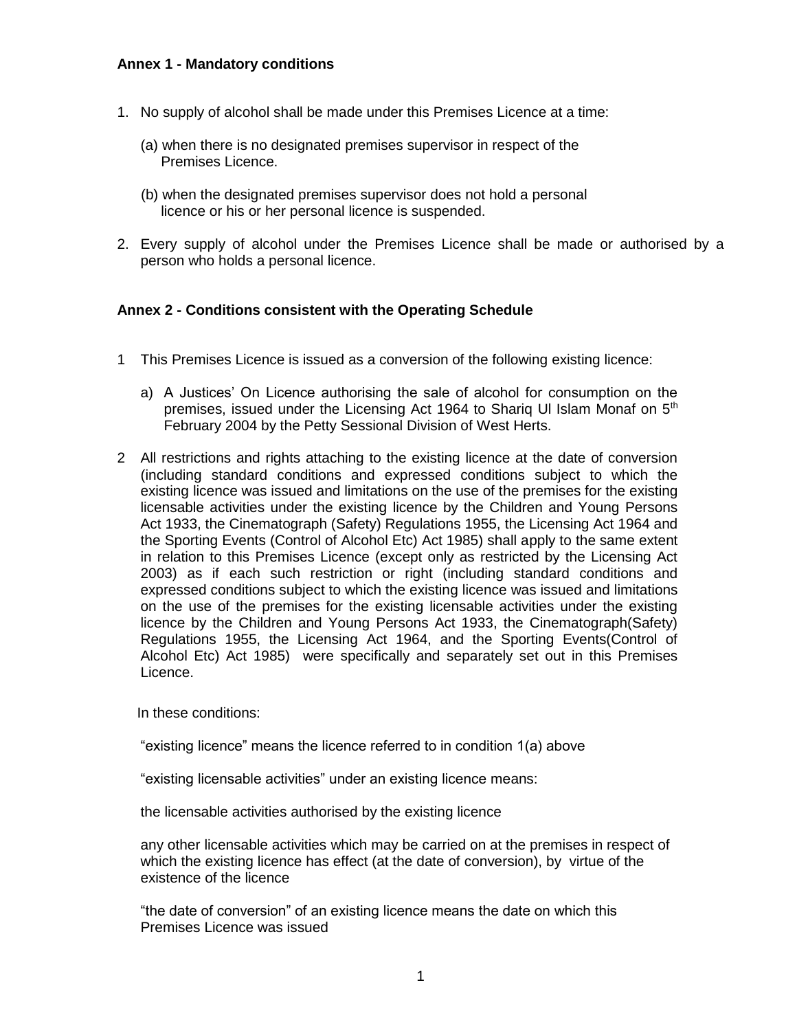**Annex 1 - Mandatory conditions**

1. No supply of alcohol shall be made under this Premises Licence at a time:

   (a) when there is no designated premises supervisor in respect of the Premises Licence.

   (b) when the designated premises supervisor does not hold a personal licence or his or her personal licence is suspended.

2. Every supply of alcohol under the Premises Licence shall be made or authorised by a person who holds a personal licence.

**Annex 2 - Conditions consistent with the Operating Schedule**

1 This Premises Licence is issued as a conversion of the following existing licence:

   a) A Justices' On Licence authorising the sale of alcohol for consumption on the premises, issued under the Licensing Act 1964 to Shariq Ul Islam Monaf on 5th February 2004 by the Petty Sessional Division of West Herts.

2 All restrictions and rights attaching to the existing licence at the date of conversion (including standard conditions and expressed conditions subject to which the existing licence was issued and limitations on the use of the premises for the existing licensable activities under the existing licence by the Children and Young Persons Act 1933, the Cinematograph (Safety) Regulations 1955, the Licensing Act 1964 and the Sporting Events (Control of Alcohol Etc) Act 1985) shall apply to the same extent in relation to this Premises Licence (except only as restricted by the Licensing Act 2003) as if each such restriction or right (including standard conditions and expressed conditions subject to which the existing licence was issued and limitations on the use of the premises for the existing licensable activities under the existing licence by the Children and Young Persons Act 1933, the Cinematograph(Safety) Regulations 1955, the Licensing Act 1964, and the Sporting Events(Control of Alcohol Etc) Act 1985) were specifically and separately set out in this Premises Licence.

   In these conditions:

   "existing licence" means the licence referred to in condition 1(a) above

   "existing licensable activities" under an existing licence means:

   the licensable activities authorised by the existing licence

   any other licensable activities which may be carried on at the premises in respect of which the existing licence has effect (at the date of conversion), by virtue of the existence of the licence

   "the date of conversion" of an existing licence means the date on which this Premises Licence was issued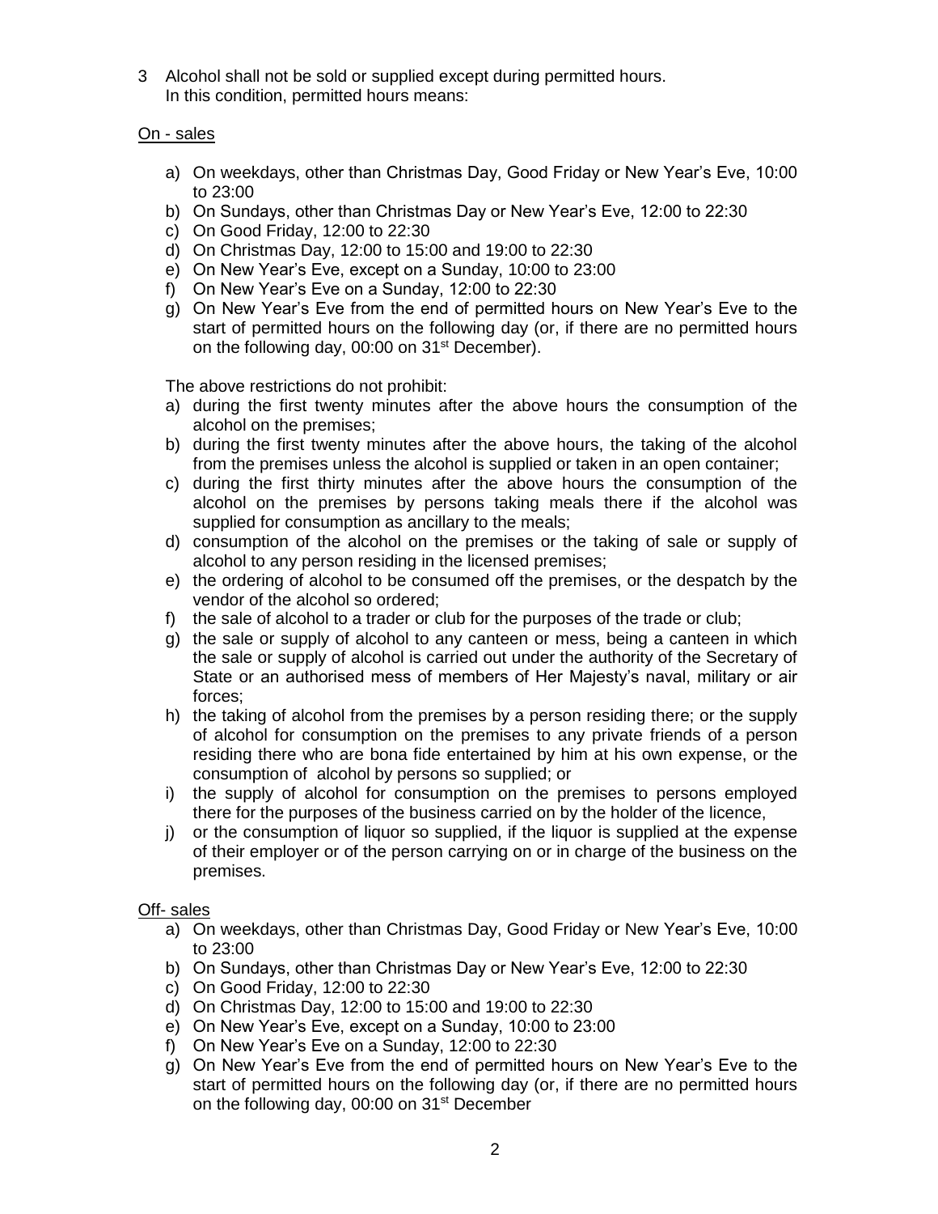3 Alcohol shall not be sold or supplied except during permitted hours.
In this condition, permitted hours means:

On - sales

a) On weekdays, other than Christmas Day, Good Friday or New Year's Eve, 10:00 to 23:00
b) On Sundays, other than Christmas Day or New Year's Eve, 12:00 to 22:30
c) On Good Friday, 12:00 to 22:30
d) On Christmas Day, 12:00 to 15:00 and 19:00 to 22:30
e) On New Year's Eve, except on a Sunday, 10:00 to 23:00
f) On New Year's Eve on a Sunday, 12:00 to 22:30
g) On New Year's Eve from the end of permitted hours on New Year's Eve to the start of permitted hours on the following day (or, if there are no permitted hours on the following day, 00:00 on 31st December).

The above restrictions do not prohibit:

a) during the first twenty minutes after the above hours the consumption of the alcohol on the premises;
b) during the first twenty minutes after the above hours, the taking of the alcohol from the premises unless the alcohol is supplied or taken in an open container;
c) during the first thirty minutes after the above hours the consumption of the alcohol on the premises by persons taking meals there if the alcohol was supplied for consumption as ancillary to the meals;
d) consumption of the alcohol on the premises or the taking of sale or supply of alcohol to any person residing in the licensed premises;
e) the ordering of alcohol to be consumed off the premises, or the despatch by the vendor of the alcohol so ordered;
f) the sale of alcohol to a trader or club for the purposes of the trade or club;
g) the sale or supply of alcohol to any canteen or mess, being a canteen in which the sale or supply of alcohol is carried out under the authority of the Secretary of State or an authorised mess of members of Her Majesty's naval, military or air forces;
h) the taking of alcohol from the premises by a person residing there; or the supply of alcohol for consumption on the premises to any private friends of a person residing there who are bona fide entertained by him at his own expense, or the consumption of alcohol by persons so supplied; or
i) the supply of alcohol for consumption on the premises to persons employed there for the purposes of the business carried on by the holder of the licence,
j) or the consumption of liquor so supplied, if the liquor is supplied at the expense of their employer or of the person carrying on or in charge of the business on the premises.

Off- sales

a) On weekdays, other than Christmas Day, Good Friday or New Year's Eve, 10:00 to 23:00
b) On Sundays, other than Christmas Day or New Year's Eve, 12:00 to 22:30
c) On Good Friday, 12:00 to 22:30
d) On Christmas Day, 12:00 to 15:00 and 19:00 to 22:30
e) On New Year's Eve, except on a Sunday, 10:00 to 23:00
f) On New Year's Eve on a Sunday, 12:00 to 22:30
g) On New Year's Eve from the end of permitted hours on New Year's Eve to the start of permitted hours on the following day (or, if there are no permitted hours on the following day, 00:00 on 31st December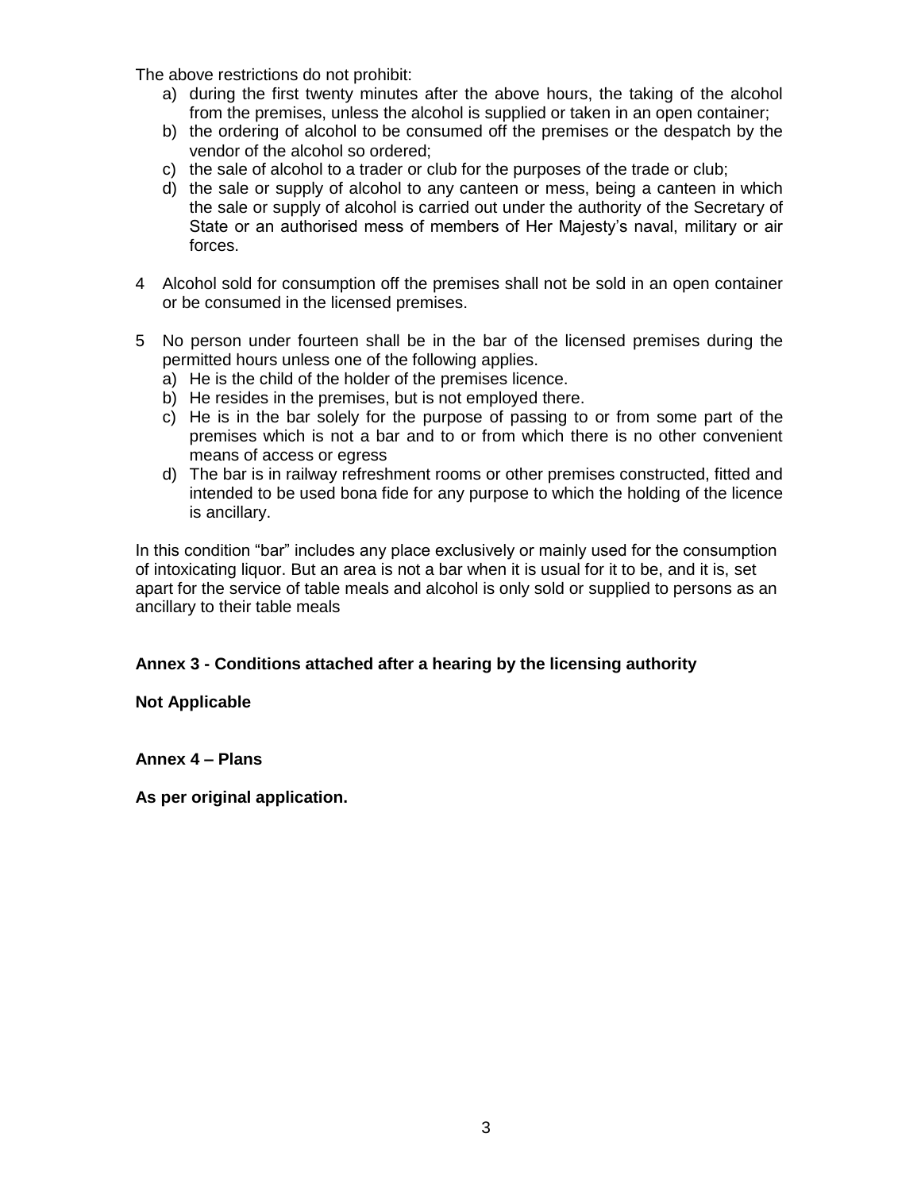The above restrictions do not prohibit:

a) during the first twenty minutes after the above hours, the taking of the alcohol from the premises, unless the alcohol is supplied or taken in an open container;
b) the ordering of alcohol to be consumed off the premises or the despatch by the vendor of the alcohol so ordered;
c) the sale of alcohol to a trader or club for the purposes of the trade or club;
d) the sale or supply of alcohol to any canteen or mess, being a canteen in which the sale or supply of alcohol is carried out under the authority of the Secretary of State or an authorised mess of members of Her Majesty's naval, military or air forces.

4 Alcohol sold for consumption off the premises shall not be sold in an open container or be consumed in the licensed premises.

5 No person under fourteen shall be in the bar of the licensed premises during the permitted hours unless one of the following applies.

a) He is the child of the holder of the premises licence.
b) He resides in the premises, but is not employed there.
c) He is in the bar solely for the purpose of passing to or from some part of the premises which is not a bar and to or from which there is no other convenient means of access or egress
d) The bar is in railway refreshment rooms or other premises constructed, fitted and intended to be used bona fide for any purpose to which the holding of the licence is ancillary.

In this condition "bar" includes any place exclusively or mainly used for the consumption of intoxicating liquor. But an area is not a bar when it is usual for it to be, and it is, set apart for the service of table meals and alcohol is only sold or supplied to persons as an ancillary to their table meals

**Annex 3 - Conditions attached after a hearing by the licensing authority**

**Not Applicable**

**Annex 4 – Plans**

**As per original application.**